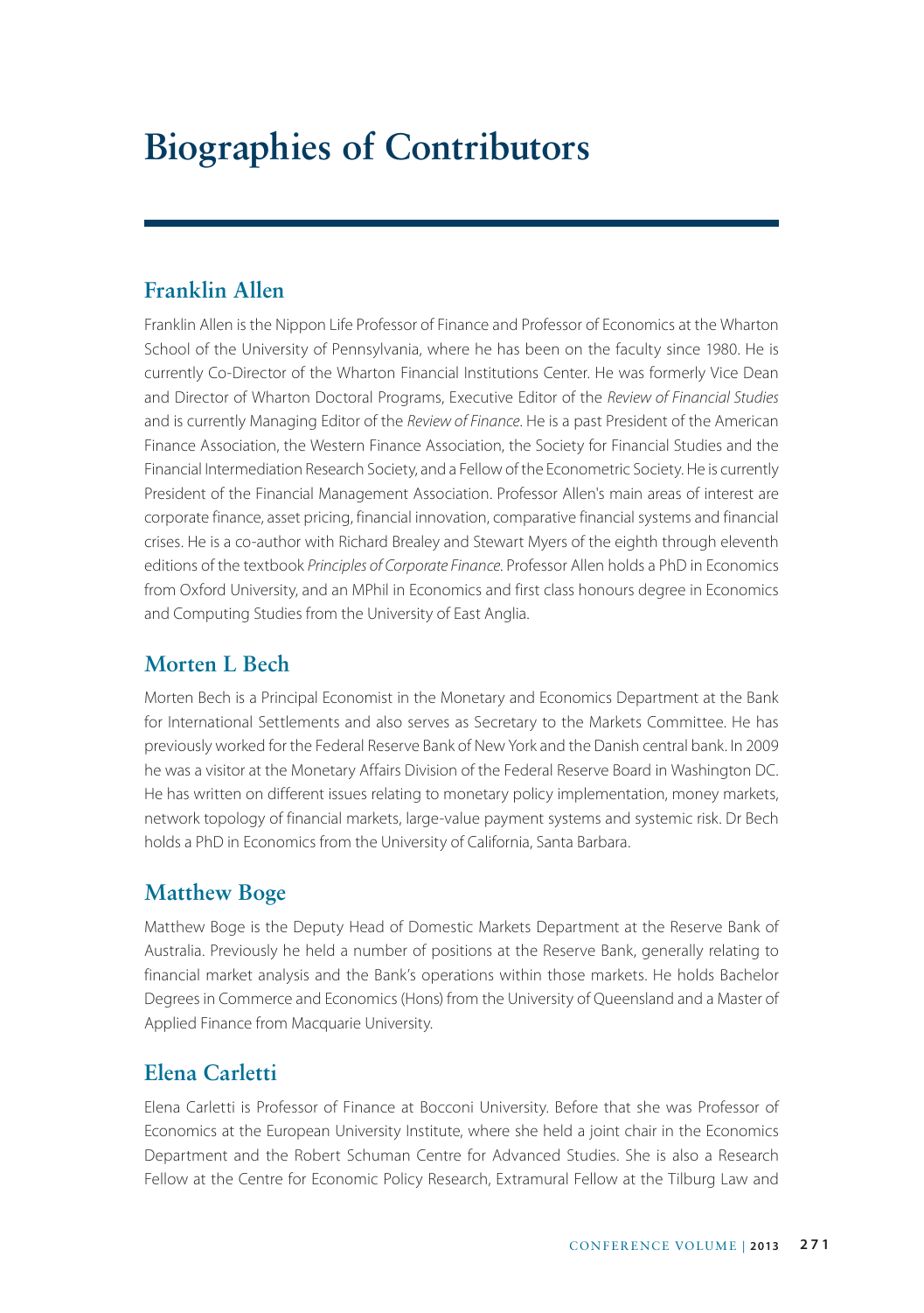# Biographies of Contributors

## Franklin Allen

Franklin Allen is the Nippon Life Professor of Finance and Professor of Economics at the Wharton School of the University of Pennsylvania, where he has been on the faculty since 1980. He is currently Co-Director of the Wharton Financial Institutions Center. He was formerly Vice Dean and Director of Wharton Doctoral Programs, Executive Editor of the *Review of Financial Studies* and is currently Managing Editor of the *Review of Finance*. He is a past President of the American Finance Association, the Western Finance Association, the Society for Financial Studies and the Financial Intermediation Research Society, and a Fellow of the Econometric Society. He is currently President of the Financial Management Association. Professor Allen's main areas of interest are corporate finance, asset pricing, financial innovation, comparative financial systems and financial crises. He is a co-author with Richard Brealey and Stewart Myers of the eighth through eleventh editions of the textbook *Principles of Corporate Finance*. Professor Allen holds a PhD in Economics from Oxford University, and an MPhil in Economics and first class honours degree in Economics and Computing Studies from the University of East Anglia.

## Morten L Bech

Morten Bech is a Principal Economist in the Monetary and Economics Department at the Bank for International Settlements and also serves as Secretary to the Markets Committee. He has previously worked for the Federal Reserve Bank of New York and the Danish central bank. In 2009 he was a visitor at the Monetary Affairs Division of the Federal Reserve Board in Washington DC. He has written on different issues relating to monetary policy implementation, money markets, network topology of financial markets, large-value payment systems and systemic risk. Dr Bech holds a PhD in Economics from the University of California, Santa Barbara.

## Matthew Boge

Matthew Boge is the Deputy Head of Domestic Markets Department at the Reserve Bank of Australia. Previously he held a number of positions at the Reserve Bank, generally relating to financial market analysis and the Bank's operations within those markets. He holds Bachelor Degrees in Commerce and Economics (Hons) from the University of Queensland and a Master of Applied Finance from Macquarie University.

## Elena Carletti

Elena Carletti is Professor of Finance at Bocconi University. Before that she was Professor of Economics at the European University Institute, where she held a joint chair in the Economics Department and the Robert Schuman Centre for Advanced Studies. She is also a Research Fellow at the Centre for Economic Policy Research, Extramural Fellow at the Tilburg Law and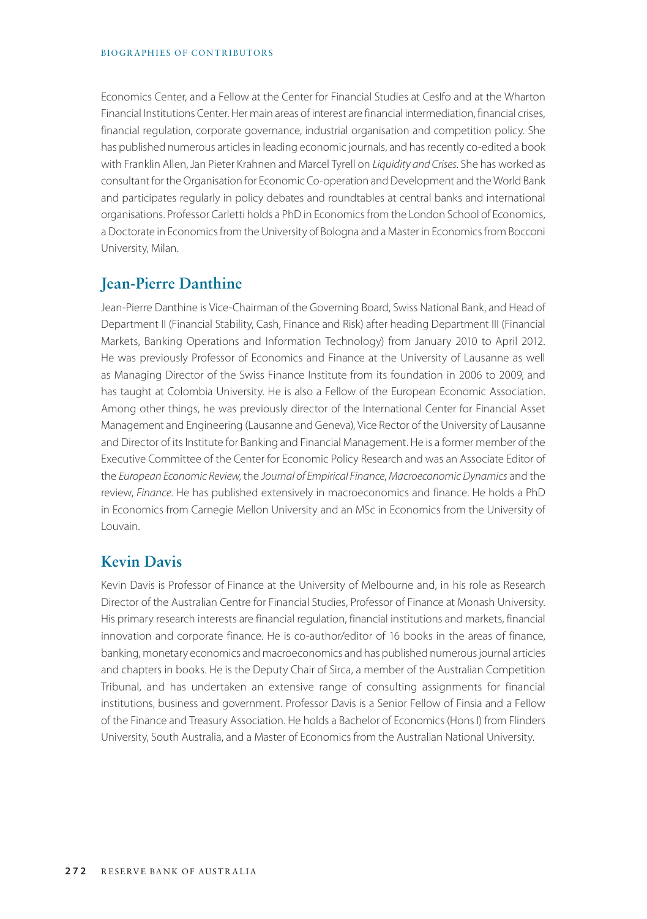Economics Center, and a Fellow at the Center for Financial Studies at CesIfo and at the Wharton Financial Institutions Center. Her main areas of interest are financial intermediation, financial crises, financial regulation, corporate governance, industrial organisation and competition policy. She has published numerous articles in leading economic journals, and has recently co-edited a book with Franklin Allen, Jan Pieter Krahnen and Marcel Tyrell on *Liquidity and Crises*. She has worked as consultant for the Organisation for Economic Co-operation and Development and the World Bank and participates regularly in policy debates and roundtables at central banks and international organisations. Professor Carletti holds a PhD in Economics from the London School of Economics, a Doctorate in Economics from the University of Bologna and a Master in Economics from Bocconi University, Milan.

## Jean-Pierre Danthine

Jean-Pierre Danthine is Vice-Chairman of the Governing Board, Swiss National Bank, and Head of Department II (Financial Stability, Cash, Finance and Risk) after heading Department III (Financial Markets, Banking Operations and Information Technology) from January 2010 to April 2012. He was previously Professor of Economics and Finance at the University of Lausanne as well as Managing Director of the Swiss Finance Institute from its foundation in 2006 to 2009, and has taught at Colombia University. He is also a Fellow of the European Economic Association. Among other things, he was previously director of the International Center for Financial Asset Management and Engineering (Lausanne and Geneva), Vice Rector of the University of Lausanne and Director of its Institute for Banking and Financial Management. He is a former member of the Executive Committee of the Center for Economic Policy Research and was an Associate Editor of the *European Economic Review*, the *Journal of Empirical Finance*, *Macroeconomic Dynamics* and the review, *Finance*. He has published extensively in macroeconomics and finance. He holds a PhD in Economics from Carnegie Mellon University and an MSc in Economics from the University of Louvain.

## Kevin Davis

Kevin Davis is Professor of Finance at the University of Melbourne and, in his role as Research Director of the Australian Centre for Financial Studies, Professor of Finance at Monash University. His primary research interests are financial regulation, financial institutions and markets, financial innovation and corporate finance. He is co-author/editor of 16 books in the areas of finance, banking, monetary economics and macroeconomics and has published numerous journal articles and chapters in books. He is the Deputy Chair of Sirca, a member of the Australian Competition Tribunal, and has undertaken an extensive range of consulting assignments for financial institutions, business and government. Professor Davis is a Senior Fellow of Finsia and a Fellow of the Finance and Treasury Association. He holds a Bachelor of Economics (Hons I) from Flinders University, South Australia, and a Master of Economics from the Australian National University.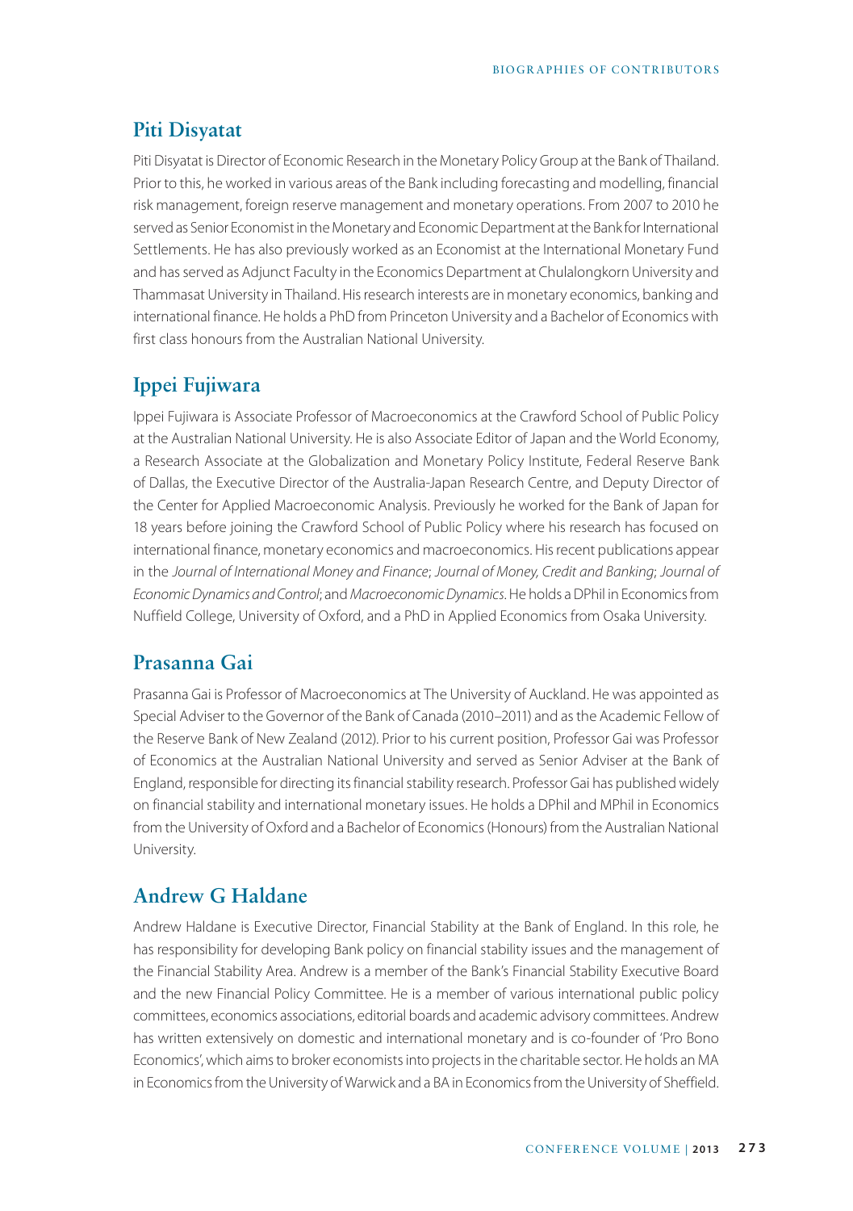## Piti Disyatat

Piti Disyatat is Director of Economic Research in the Monetary Policy Group at the Bank of Thailand. Prior to this, he worked in various areas of the Bank including forecasting and modelling, financial risk management, foreign reserve management and monetary operations. From 2007 to 2010 he served as Senior Economist in the Monetary and Economic Department at the Bank for International Settlements. He has also previously worked as an Economist at the International Monetary Fund and has served as Adjunct Faculty in the Economics Department at Chulalongkorn University and Thammasat University in Thailand. His research interests are in monetary economics, banking and international finance. He holds a PhD from Princeton University and a Bachelor of Economics with first class honours from the Australian National University.

## Ippei Fujiwara

Ippei Fujiwara is Associate Professor of Macroeconomics at the Crawford School of Public Policy at the Australian National University. He is also Associate Editor of Japan and the World Economy, a Research Associate at the Globalization and Monetary Policy Institute, Federal Reserve Bank of Dallas, the Executive Director of the Australia-Japan Research Centre, and Deputy Director of the Center for Applied Macroeconomic Analysis. Previously he worked for the Bank of Japan for 18 years before joining the Crawford School of Public Policy where his research has focused on international finance, monetary economics and macroeconomics. His recent publications appear in the *Journal of International Money and Finance*; *Journal of Money, Credit and Banking*; *Journal of Economic Dynamics and Control*; and *Macroeconomic Dynamics*. He holds a DPhil in Economics from Nuffield College, University of Oxford, and a PhD in Applied Economics from Osaka University.

## Prasanna Gai

Prasanna Gai is Professor of Macroeconomics at The University of Auckland. He was appointed as Special Adviser to the Governor of the Bank of Canada (2010–2011) and as the Academic Fellow of the Reserve Bank of New Zealand (2012). Prior to his current position, Professor Gai was Professor of Economics at the Australian National University and served as Senior Adviser at the Bank of England, responsible for directing its financial stability research. Professor Gai has published widely on financial stability and international monetary issues. He holds a DPhil and MPhil in Economics from the University of Oxford and a Bachelor of Economics (Honours) from the Australian National University.

## Andrew G Haldane

Andrew Haldane is Executive Director, Financial Stability at the Bank of England. In this role, he has responsibility for developing Bank policy on financial stability issues and the management of the Financial Stability Area. Andrew is a member of the Bank's Financial Stability Executive Board and the new Financial Policy Committee. He is a member of various international public policy committees, economics associations, editorial boards and academic advisory committees. Andrew has written extensively on domestic and international monetary and is co-founder of 'Pro Bono Economics', which aims to broker economists into projects in the charitable sector. He holds an MA in Economics from the University of Warwick and a BA in Economics from the University of Sheffield.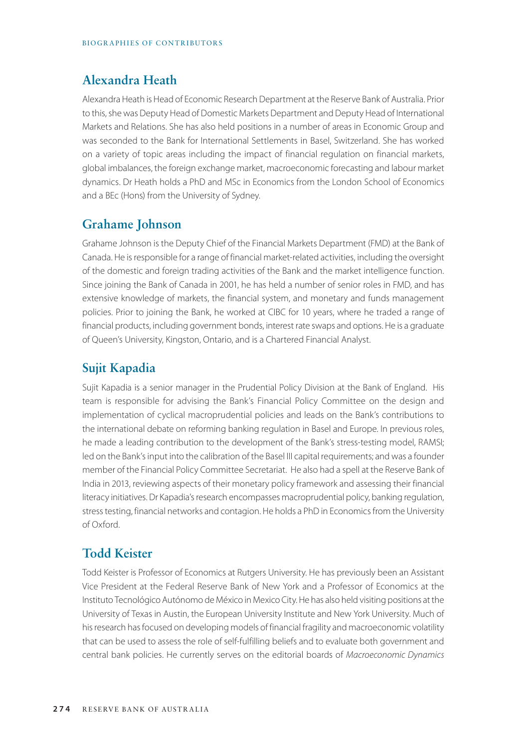## Alexandra Heath

Alexandra Heath is Head of Economic Research Department at the Reserve Bank of Australia. Prior to this, she was Deputy Head of Domestic Markets Department and Deputy Head of International Markets and Relations. She has also held positions in a number of areas in Economic Group and was seconded to the Bank for International Settlements in Basel, Switzerland. She has worked on a variety of topic areas including the impact of financial regulation on financial markets, global imbalances, the foreign exchange market, macroeconomic forecasting and labour market dynamics. Dr Heath holds a PhD and MSc in Economics from the London School of Economics and a BEc (Hons) from the University of Sydney.

## Grahame Johnson

Grahame Johnson is the Deputy Chief of the Financial Markets Department (FMD) at the Bank of Canada. He is responsible for a range of financial market-related activities, including the oversight of the domestic and foreign trading activities of the Bank and the market intelligence function. Since joining the Bank of Canada in 2001, he has held a number of senior roles in FMD, and has extensive knowledge of markets, the financial system, and monetary and funds management policies. Prior to joining the Bank, he worked at CIBC for 10 years, where he traded a range of financial products, including government bonds, interest rate swaps and options. He is a graduate of Queen's University, Kingston, Ontario, and is a Chartered Financial Analyst.

## Sujit Kapadia

Sujit Kapadia is a senior manager in the Prudential Policy Division at the Bank of England. His team is responsible for advising the Bank's Financial Policy Committee on the design and implementation of cyclical macroprudential policies and leads on the Bank's contributions to the international debate on reforming banking regulation in Basel and Europe. In previous roles, he made a leading contribution to the development of the Bank's stress-testing model, RAMSI; led on the Bank's input into the calibration of the Basel III capital requirements; and was a founder member of the Financial Policy Committee Secretariat. He also had a spell at the Reserve Bank of India in 2013, reviewing aspects of their monetary policy framework and assessing their financial literacy initiatives. Dr Kapadia's research encompasses macroprudential policy, banking regulation, stress testing, financial networks and contagion. He holds a PhD in Economics from the University of Oxford.

## Todd Keister

Todd Keister is Professor of Economics at Rutgers University. He has previously been an Assistant Vice President at the Federal Reserve Bank of New York and a Professor of Economics at the Instituto Tecnológico Autónomo de México in Mexico City. He has also held visiting positions at the University of Texas in Austin, the European University Institute and New York University. Much of his research has focused on developing models of financial fragility and macroeconomic volatility that can be used to assess the role of self-fulfilling beliefs and to evaluate both government and central bank policies. He currently serves on the editorial boards of *Macroeconomic Dynamics*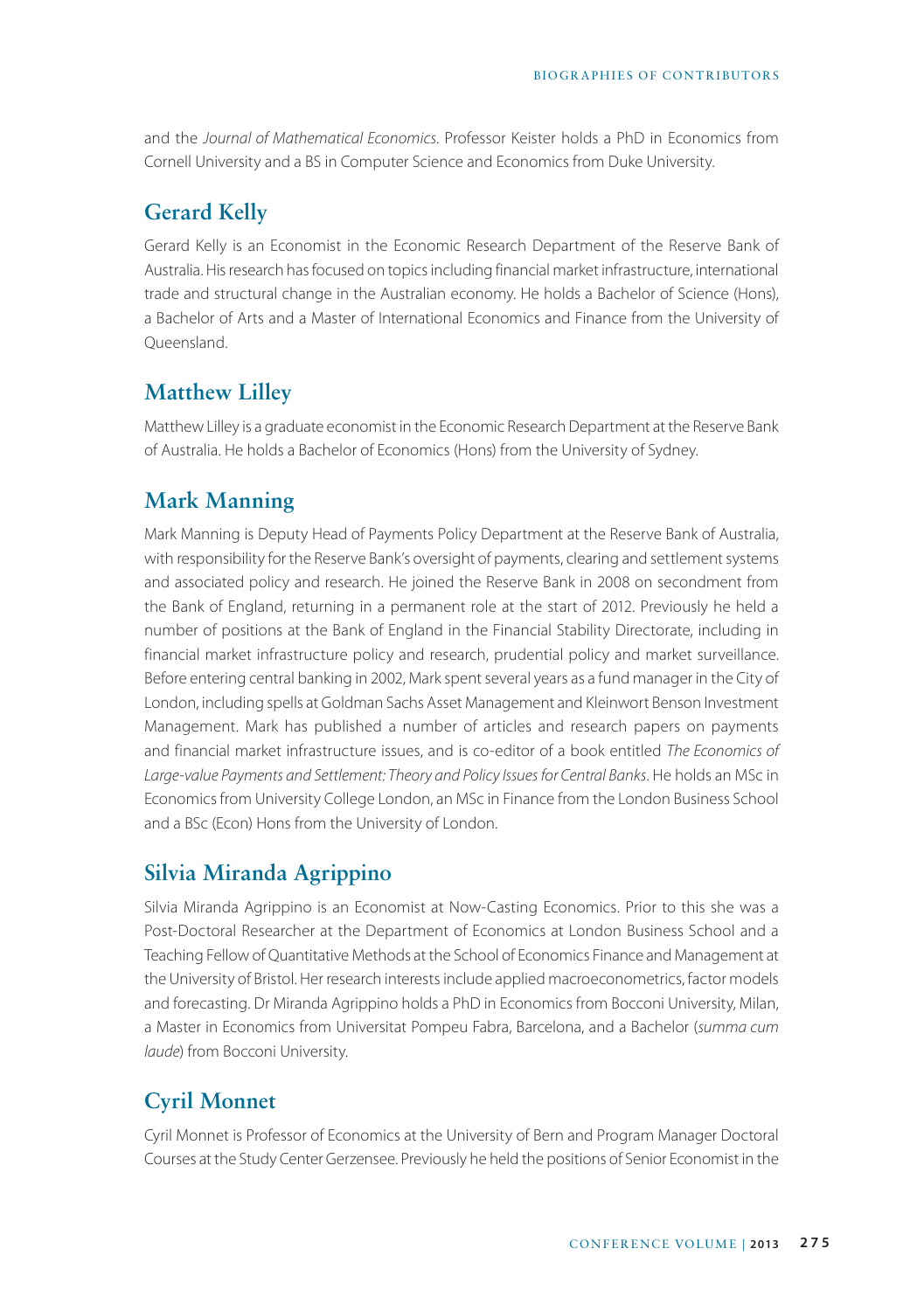and the *Journal of Mathematical Economics*. Professor Keister holds a PhD in Economics from Cornell University and a BS in Computer Science and Economics from Duke University.

## Gerard Kelly

Gerard Kelly is an Economist in the Economic Research Department of the Reserve Bank of Australia. His research has focused on topics including financial market infrastructure, international trade and structural change in the Australian economy. He holds a Bachelor of Science (Hons), a Bachelor of Arts and a Master of International Economics and Finance from the University of Queensland.

## Matthew Lilley

Matthew Lilley is a graduate economist in the Economic Research Department at the Reserve Bank of Australia. He holds a Bachelor of Economics (Hons) from the University of Sydney.

## Mark Manning

Mark Manning is Deputy Head of Payments Policy Department at the Reserve Bank of Australia, with responsibility for the Reserve Bank's oversight of payments, clearing and settlement systems and associated policy and research. He joined the Reserve Bank in 2008 on secondment from the Bank of England, returning in a permanent role at the start of 2012. Previously he held a number of positions at the Bank of England in the Financial Stability Directorate, including in financial market infrastructure policy and research, prudential policy and market surveillance. Before entering central banking in 2002, Mark spent several years as a fund manager in the City of London, including spells at Goldman Sachs Asset Management and Kleinwort Benson Investment Management. Mark has published a number of articles and research papers on payments and financial market infrastructure issues, and is co-editor of a book entitled *The Economics of Large-value Payments and Settlement: Theory and Policy Issues for Central Banks*. He holds an MSc in Economics from University College London, an MSc in Finance from the London Business School and a BSc (Econ) Hons from the University of London.

## Silvia Miranda Agrippino

Silvia Miranda Agrippino is an Economist at Now-Casting Economics. Prior to this she was a Post-Doctoral Researcher at the Department of Economics at London Business School and a Teaching Fellow of Quantitative Methods at the School of Economics Finance and Management at the University of Bristol. Her research interests include applied macroeconometrics, factor models and forecasting. Dr Miranda Agrippino holds a PhD in Economics from Bocconi University, Milan, a Master in Economics from Universitat Pompeu Fabra, Barcelona, and a Bachelor (*summa cum laude*) from Bocconi University.

## Cyril Monnet

Cyril Monnet is Professor of Economics at the University of Bern and Program Manager Doctoral Courses at the Study Center Gerzensee. Previously he held the positions of Senior Economist in the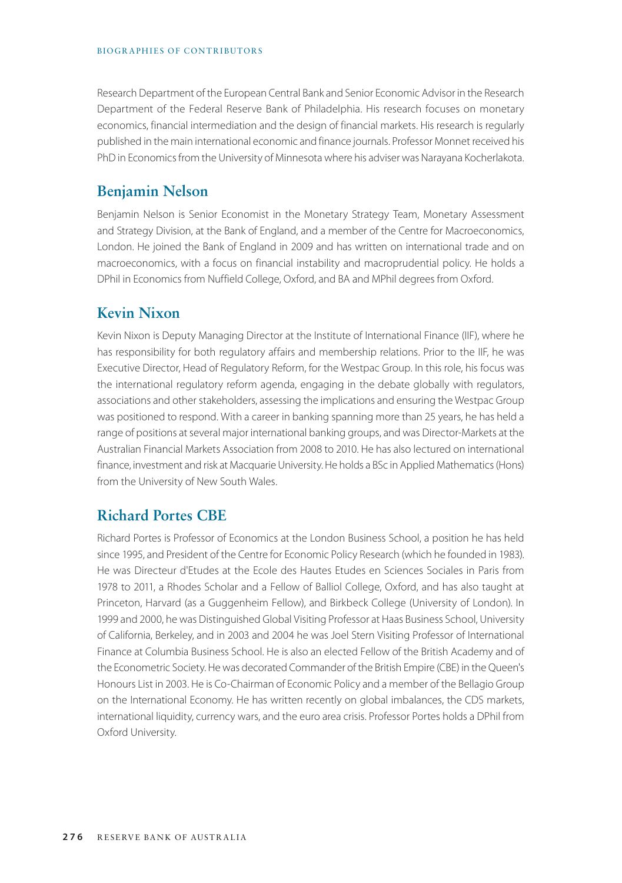Research Department of the European Central Bank and Senior Economic Advisor in the Research Department of the Federal Reserve Bank of Philadelphia. His research focuses on monetary economics, financial intermediation and the design of financial markets. His research is regularly published in the main international economic and finance journals. Professor Monnet received his PhD in Economics from the University of Minnesota where his adviser was Narayana Kocherlakota.

## Benjamin Nelson

Benjamin Nelson is Senior Economist in the Monetary Strategy Team, Monetary Assessment and Strategy Division, at the Bank of England, and a member of the Centre for Macroeconomics, London. He joined the Bank of England in 2009 and has written on international trade and on macroeconomics, with a focus on financial instability and macroprudential policy. He holds a DPhil in Economics from Nuffield College, Oxford, and BA and MPhil degrees from Oxford.

## Kevin Nixon

Kevin Nixon is Deputy Managing Director at the Institute of International Finance (IIF), where he has responsibility for both regulatory affairs and membership relations. Prior to the IIF, he was Executive Director, Head of Regulatory Reform, for the Westpac Group. In this role, his focus was the international regulatory reform agenda, engaging in the debate globally with regulators, associations and other stakeholders, assessing the implications and ensuring the Westpac Group was positioned to respond. With a career in banking spanning more than 25 years, he has held a range of positions at several major international banking groups, and was Director-Markets at the Australian Financial Markets Association from 2008 to 2010. He has also lectured on international finance, investment and risk at Macquarie University. He holds a BSc in Applied Mathematics (Hons) from the University of New South Wales.

## Richard Portes CBE

Richard Portes is Professor of Economics at the London Business School, a position he has held since 1995, and President of the Centre for Economic Policy Research (which he founded in 1983). He was Directeur d'Etudes at the Ecole des Hautes Etudes en Sciences Sociales in Paris from 1978 to 2011, a Rhodes Scholar and a Fellow of Balliol College, Oxford, and has also taught at Princeton, Harvard (as a Guggenheim Fellow), and Birkbeck College (University of London). In 1999 and 2000, he was Distinguished Global Visiting Professor at Haas Business School, University of California, Berkeley, and in 2003 and 2004 he was Joel Stern Visiting Professor of International Finance at Columbia Business School. He is also an elected Fellow of the British Academy and of the Econometric Society. He was decorated Commander of the British Empire (CBE) in the Queen's Honours List in 2003. He is Co-Chairman of Economic Policy and a member of the Bellagio Group on the International Economy. He has written recently on global imbalances, the CDS markets, international liquidity, currency wars, and the euro area crisis. Professor Portes holds a DPhil from Oxford University.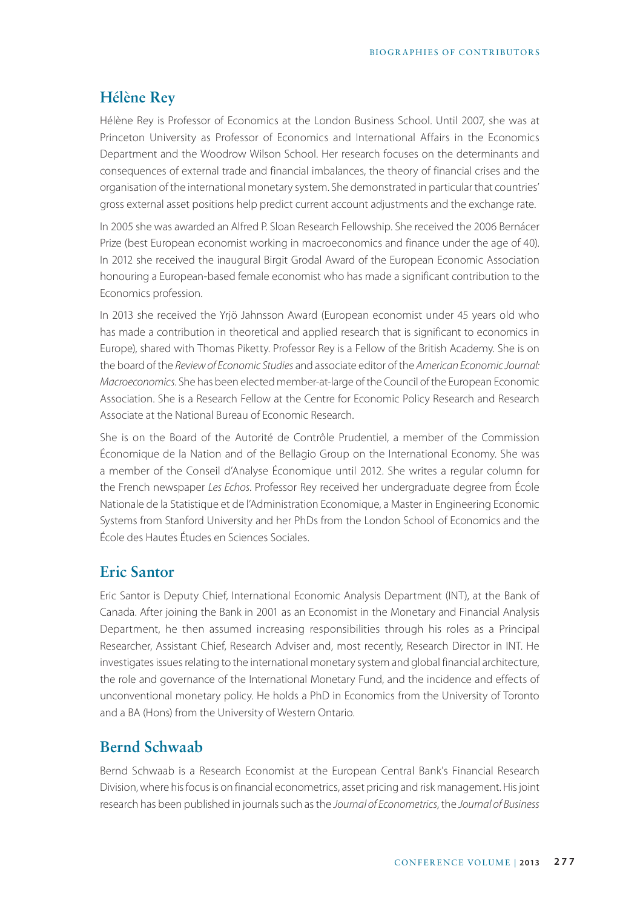## Hélène Rey

Hélène Rey is Professor of Economics at the London Business School. Until 2007, she was at Princeton University as Professor of Economics and International Affairs in the Economics Department and the Woodrow Wilson School. Her research focuses on the determinants and consequences of external trade and financial imbalances, the theory of financial crises and the organisation of the international monetary system. She demonstrated in particular that countries' gross external asset positions help predict current account adjustments and the exchange rate.

In 2005 she was awarded an Alfred P. Sloan Research Fellowship. She received the 2006 Bernácer Prize (best European economist working in macroeconomics and finance under the age of 40). In 2012 she received the inaugural Birgit Grodal Award of the European Economic Association honouring a European-based female economist who has made a significant contribution to the Economics profession.

In 2013 she received the Yrjö Jahnsson Award (European economist under 45 years old who has made a contribution in theoretical and applied research that is significant to economics in Europe), shared with Thomas Piketty. Professor Rey is a Fellow of the British Academy. She is on the board of the *Review of Economic Studies* and associate editor of the *American Economic Journal: Macroeconomics*. She has been elected member-at-large of the Council of the European Economic Association. She is a Research Fellow at the Centre for Economic Policy Research and Research Associate at the National Bureau of Economic Research.

She is on the Board of the Autorité de Contrôle Prudentiel, a member of the Commission Économique de la Nation and of the Bellagio Group on the International Economy. She was a member of the Conseil d'Analyse Économique until 2012. She writes a regular column for the French newspaper *Les Echos*. Professor Rey received her undergraduate degree from École Nationale de la Statistique et de l'Administration Economique, a Master in Engineering Economic Systems from Stanford University and her PhDs from the London School of Economics and the École des Hautes Études en Sciences Sociales.

## Eric Santor

Eric Santor is Deputy Chief, International Economic Analysis Department (INT), at the Bank of Canada. After joining the Bank in 2001 as an Economist in the Monetary and Financial Analysis Department, he then assumed increasing responsibilities through his roles as a Principal Researcher, Assistant Chief, Research Adviser and, most recently, Research Director in INT. He investigates issues relating to the international monetary system and global financial architecture, the role and governance of the International Monetary Fund, and the incidence and effects of unconventional monetary policy. He holds a PhD in Economics from the University of Toronto and a BA (Hons) from the University of Western Ontario.

## Bernd Schwaab

Bernd Schwaab is a Research Economist at the European Central Bank's Financial Research Division, where his focus is on financial econometrics, asset pricing and risk management. His joint research has been published in journals such as the *Journal of Econometrics*, the *Journal of Business*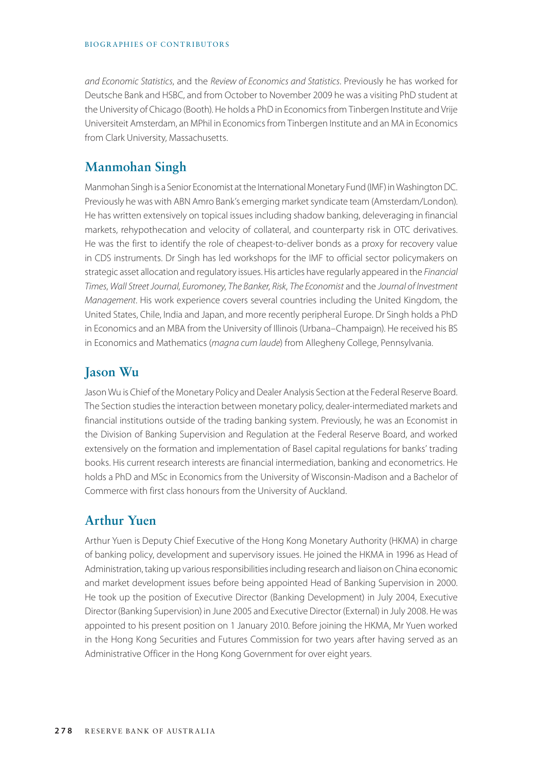*and Economic Statistics*, and the *Review of Economics and Statistics*. Previously he has worked for Deutsche Bank and HSBC, and from October to November 2009 he was a visiting PhD student at the University of Chicago (Booth). He holds a PhD in Economics from Tinbergen Institute and Vrije Universiteit Amsterdam, an MPhil in Economics from Tinbergen Institute and an MA in Economics from Clark University, Massachusetts.

## Manmohan Singh

Manmohan Singh is a Senior Economist at the International Monetary Fund (IMF) in Washington DC. Previously he was with ABN Amro Bank's emerging market syndicate team (Amsterdam/London). He has written extensively on topical issues including shadow banking, deleveraging in financial markets, rehypothecation and velocity of collateral, and counterparty risk in OTC derivatives. He was the first to identify the role of cheapest-to-deliver bonds as a proxy for recovery value in CDS instruments. Dr Singh has led workshops for the IMF to official sector policymakers on strategic asset allocation and regulatory issues. His articles have regularly appeared in the *Financial Times*, *Wall Street Journal*, *Euromoney*, *The Banker*, *Risk*, *The Economist* and the *Journal of Investment Management*. His work experience covers several countries including the United Kingdom, the United States, Chile, India and Japan, and more recently peripheral Europe. Dr Singh holds a PhD in Economics and an MBA from the University of Illinois (Urbana–Champaign). He received his BS in Economics and Mathematics (*magna cum laude*) from Allegheny College, Pennsylvania.

## Jason Wu

Jason Wu is Chief of the Monetary Policy and Dealer Analysis Section at the Federal Reserve Board. The Section studies the interaction between monetary policy, dealer-intermediated markets and financial institutions outside of the trading banking system. Previously, he was an Economist in the Division of Banking Supervision and Regulation at the Federal Reserve Board, and worked extensively on the formation and implementation of Basel capital regulations for banks' trading books. His current research interests are financial intermediation, banking and econometrics. He holds a PhD and MSc in Economics from the University of Wisconsin-Madison and a Bachelor of Commerce with first class honours from the University of Auckland.

## Arthur Yuen

Arthur Yuen is Deputy Chief Executive of the Hong Kong Monetary Authority (HKMA) in charge of banking policy, development and supervisory issues. He joined the HKMA in 1996 as Head of Administration, taking up various responsibilities including research and liaison on China economic and market development issues before being appointed Head of Banking Supervision in 2000. He took up the position of Executive Director (Banking Development) in July 2004, Executive Director (Banking Supervision) in June 2005 and Executive Director (External) in July 2008. He was appointed to his present position on 1 January 2010. Before joining the HKMA, Mr Yuen worked in the Hong Kong Securities and Futures Commission for two years after having served as an Administrative Officer in the Hong Kong Government for over eight years.